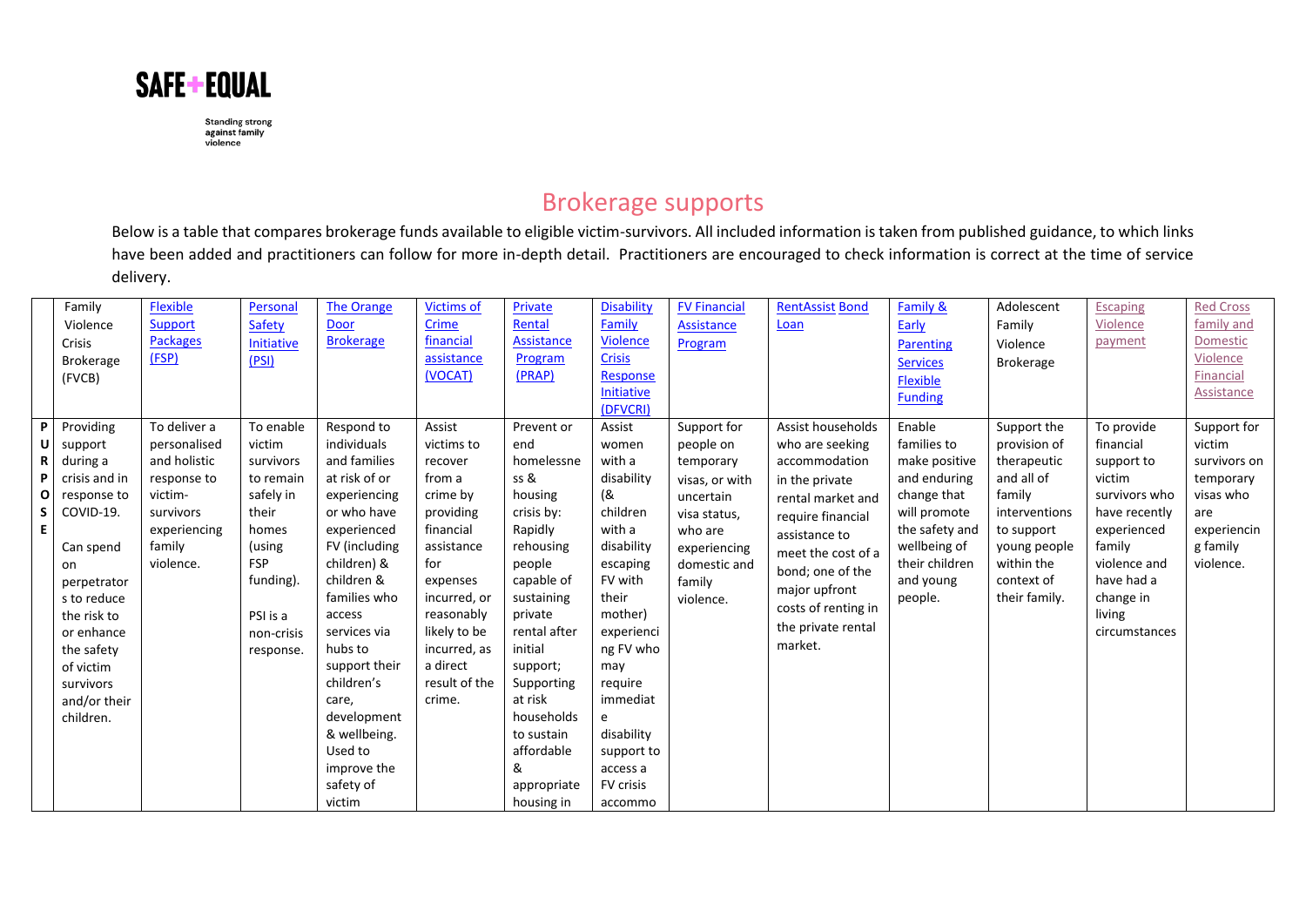SAFE+EQUAL

Standing strong against family violence

# Brokerage supports

Below is a table that compares brokerage funds available to eligible victim-survivors. All included information is taken from published guidance, to which links have been added and practitioners can follow for more in-depth detail. Practitioners are encouraged to check information is correct at the time of service delivery.

| | Family Violence Crisis Brokerage (FVCB) | Flexible Support Packages (FSP) | Personal Safety Initiative (PSI) | The Orange Door Brokerage | Victims of Crime financial assistance (VOCAT) | Private Rental Assistance Program (PRAP) | Disability Family Violence Crisis Response Initiative (DFVCRI) | FV Financial Assistance Program | RentAssist Bond Loan | Family & Early Parenting Services Flexible Funding | Adolescent Family Violence Brokerage | Escaping Violence payment | Red Cross family and Domestic Violence Financial Assistance |
|---|---|---|---|---|---|---|---|---|---|---|---|---|---|
| PURPOSE | Providing support during a crisis and in response to COVID-19. Can spend on perpetrators to reduce the risk to or enhance the safety of victim survivors and/or their children. | To deliver a personalised and holistic response to victim-survivors experiencing family violence. | To enable victim survivors to remain safely in their homes (using FSP funding). PSI is a non-crisis response. | Respond to individuals and families at risk of or experiencing or who have experienced FV (including children) & children & families who access services via hubs to support their children's care, development & wellbeing. Used to improve the safety of victim | Assist victims to recover from a crime by providing financial assistance for expenses incurred, or reasonably likely to be incurred, as a direct result of the crime. | Prevent or end homelessness & housing crisis by: Rapidly rehousing people capable of sustaining private rental after initial support; Supporting at risk households to sustain affordable & appropriate housing in | Assist women with a disability (& children with a disability escaping FV with their mother) experiencing FV who may require immediate disability support to access a FV crisis accommo | Support for people on temporary visas, or with uncertain visa status, who are experiencing domestic and family violence. | Assist households who are seeking accommodation in the private rental market and require financial assistance to meet the cost of a bond; one of the major upfront costs of renting in the private rental market. | Enable families to make positive and enduring change that will promote the safety and wellbeing of their children and young people. | Support the provision of therapeutic and all of family interventions to support young people within the context of their family. | To provide financial support to victim survivors who have recently experienced family violence and have had a change in living circumstances | Support for victim survivors on temporary visas who are experiencing family violence. |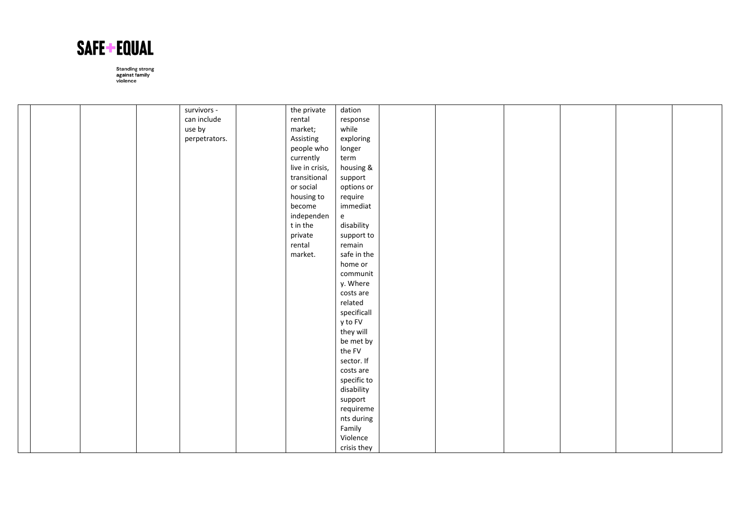| | | | | | | | | | | | | | |
|---|---|---|---|---|---|---|---|---|---|---|---|---|---|
| | | | | survivors - can include use by perpetrators. | | the private rental market; Assisting people who currently live in crisis, transitional or social housing to become independent in the private rental market. | dation response while exploring longer term housing & support options or require immediate disability support to remain safe in the home or community. Where costs are related specifically to FV they will be met by the FV sector. If costs are specific to disability support requirements during Family Violence crisis they | | | | | | |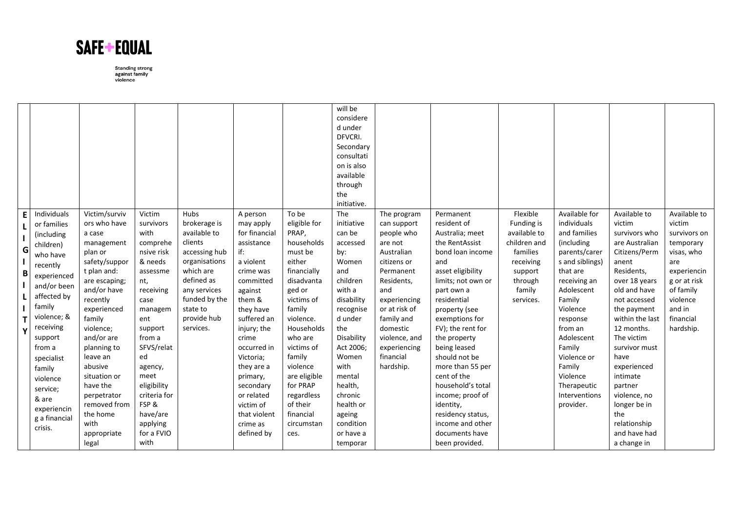**SAFE+EQUAL**

Standing strong against family violence

| | | | | | | | | | | | | | | |
|---|---|---|---|---|---|---|---|---|---|---|---|---|---|---|
| | | | | | | | will be considered under DFVCRI. Secondary consultation is also available through the initiative. | | | | | | | |
| ELIGIBILITY | Individuals or families (including children) who have recently experienced and/or been affected by family violence; & receiving support from a specialist family violence service; & are experiencing a financial crisis. | Victim/survivors who have a case management plan or safety/support plan and: are escaping; and/or have recently experienced family violence; and/or are planning to leave an abusive situation or have the perpetrator removed from the home with appropriate legal | Victim survivors with comprehensive risk & needs assessment, receiving case management support from a SFVS/related agency, meet eligibility criteria for FSP & have/are applying for a FVIO with | Hubs brokerage is available to clients accessing hub organisations which are defined as any services funded by the state to provide hub services. | A person may apply for financial assistance if: a violent crime was committed against them & they have suffered an injury; the crime occurred in Victoria; they are a primary, secondary or related victim of that violent crime as defined by | To be eligible for PRAP, households must be either financially disadvantaged or victims of family violence. Households who are victims of family violence are eligible for PRAP regardless of their financial circumstances. | The initiative can be accessed by: Women and children with a disability recognised under the Disability Act 2006; Women with mental health, chronic health or ageing condition or have a temporar | The program can support people who are not Australian citizens or Permanent Residents, and experiencing or at risk of family and domestic violence, and experiencing financial hardship. | Permanent resident of Australia; meet the RentAssist bond loan income and asset eligibility limits; not own or part own a residential property (see exemptions for FV); the rent for the property being leased should not be more than 55 per cent of the household's total income; proof of identity, residency status, income and other documents have been provided. | Flexible Funding is available to children and families receiving support through family services. | Available for individuals and families (including parents/carers and siblings) that are receiving an Adolescent Family Violence response from an Adolescent Family Violence or Family Violence Therapeutic Interventions provider. | Available to victim survivors who are Australian Citizens/Permanent Residents, over 18 years old and have not accessed the payment within the last 12 months. The victim survivor must have experienced intimate partner violence, no longer be in the relationship and have had a change in | Available to victim survivors on temporary visas, who are experiencing or at risk of family violence and in financial hardship. |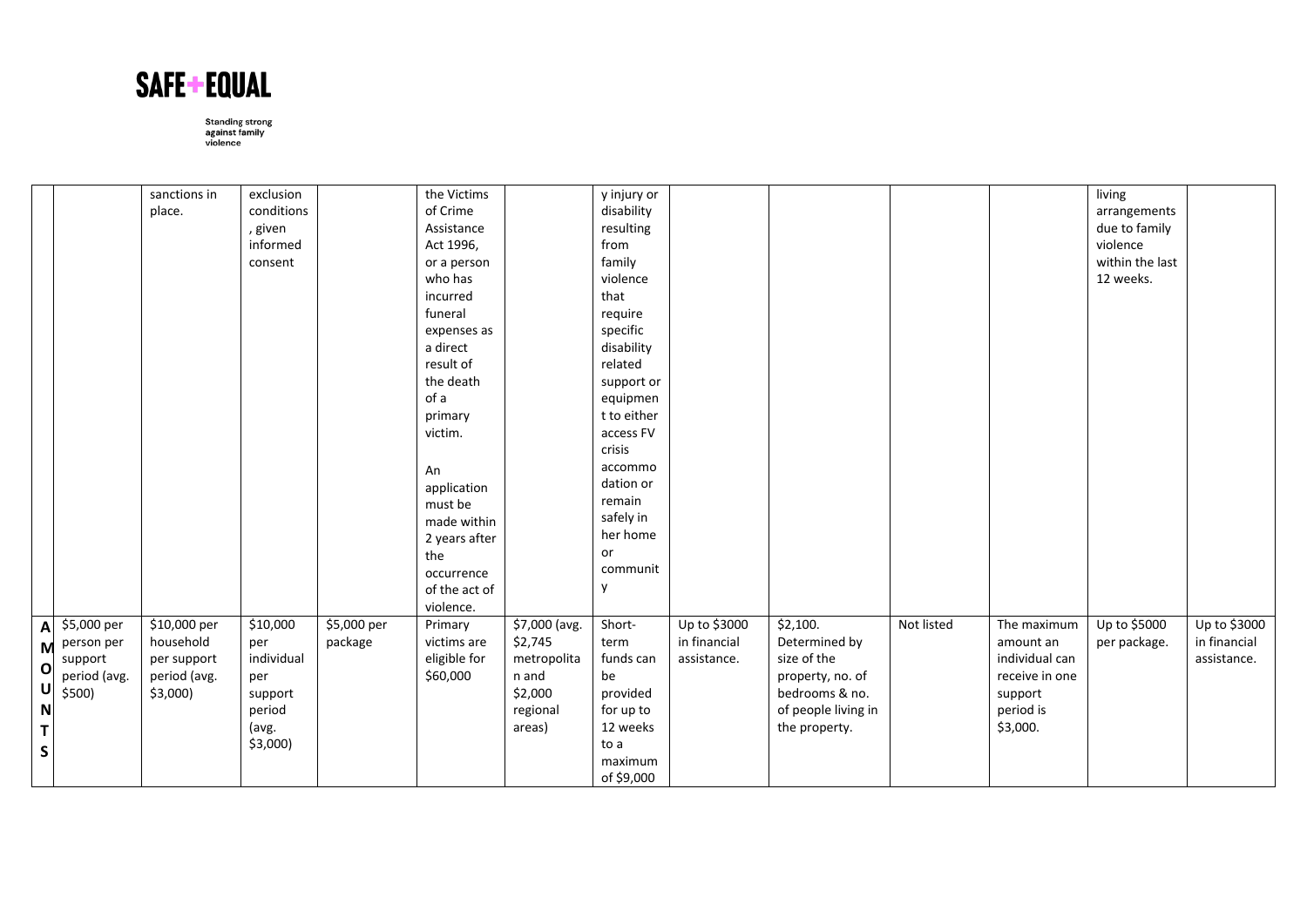| | | sanctions in place. | exclusion conditions, given informed consent | | the Victims of Crime Assistance Act 1996, or a person who has incurred funeral expenses as a direct result of the death of a primary victim.<br><br>An application must be made within 2 years after the occurrence of the act of violence. | | y injury or disability resulting from family violence that require specific disability related support or equipment to either access FV crisis accommodation or remain safely in her home or community | | | | | living arrangements due to family violence within the last 12 weeks. | |
|---|---|---|---|---|---|---|---|---|---|---|---|---|---|
| **AMOUNTS** | $5,000 per person per support period (avg. $500) | $10,000 per household per support period (avg. $3,000) | $10,000 per individual per support period (avg. $3,000) | $5,000 per package | Primary victims are eligible for $60,000 | $7,000 (avg. $2,745 metropolitan and $2,000 regional areas) | Short-term funds can be provided for up to 12 weeks to a maximum of $9,000 | Up to $3000 in financial assistance. | $2,100. Determined by size of the property, no. of bedrooms & no. of people living in the property. | Not listed | The maximum amount an individual can receive in one support period is $3,000. | Up to $5000 per package. | Up to $3000 in financial assistance. |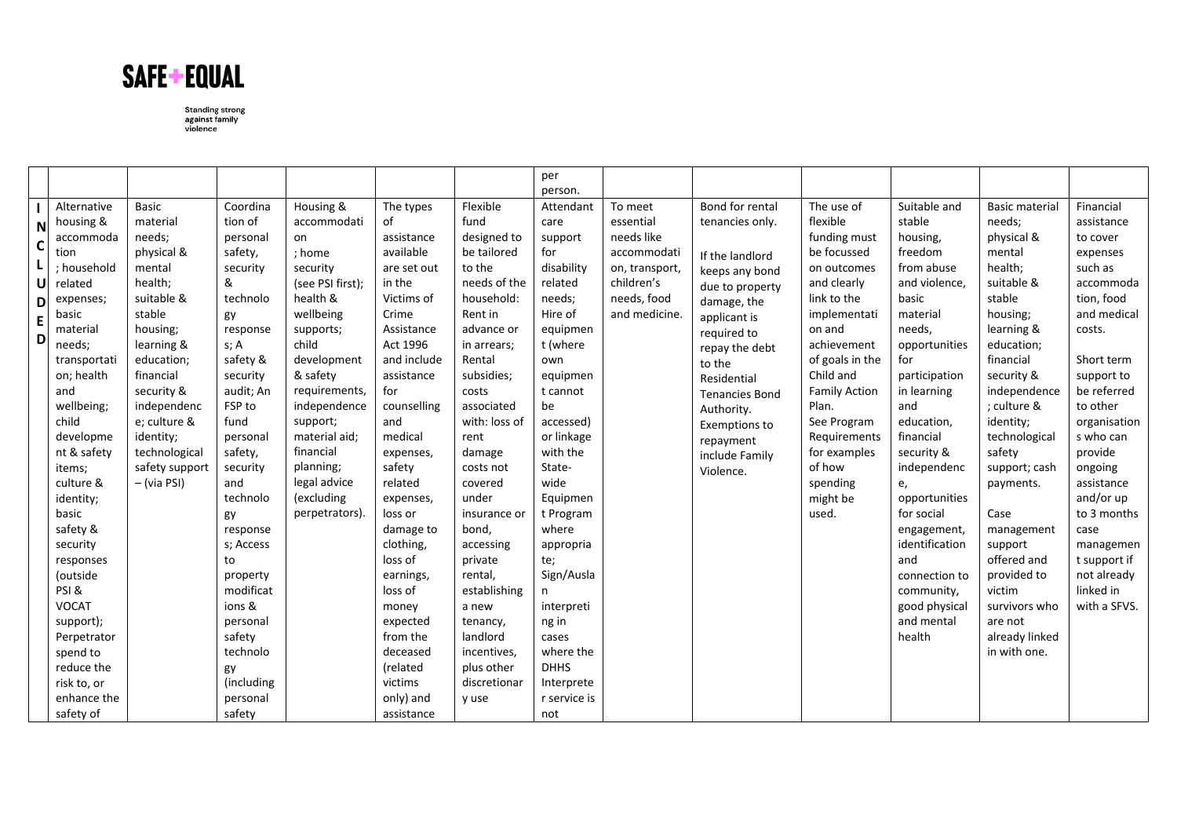| | | | | | | | per person. | | | | | | |
|---|---|---|---|---|---|---|---|---|---|---|---|---|---|
| INCLUDED | Alternative housing & accommodation ; household related expenses; basic material needs; transportation; health and wellbeing; child development & safety items; culture & identity; basic safety & security responses (outside PSI & VOCAT support); Perpetrator spend to reduce the risk to, or enhance the safety of | Basic material needs; physical & mental health; suitable & stable housing; learning & education; financial security & independence; culture & identity; technological safety support – (via PSI) | Coordination of personal safety, security & technology responses; A safety & security audit; An FSP to fund personal safety, security and technology responses; Access to property modifications & personal safety technology (including personal safety | Housing & accommodation ; home security (see PSI first); health & wellbeing supports; child development & safety requirements, independence support; material aid; financial planning; legal advice (excluding perpetrators). | The types of assistance available are set out in the Victims of Crime Assistance Act 1996 and include assistance for counselling and medical expenses, safety related expenses, loss or damage to clothing, loss of earnings, loss of money expected from the deceased (related victims only) and assistance | Flexible fund designed to be tailored to the needs of the household: Rent in advance or in arrears; Rental subsidies; costs associated with: loss of rent damage costs not covered under insurance or bond, accessing private rental, establishing a new tenancy, landlord incentives, plus other discretionary use | Attendant care support for disability related needs; Hire of equipment (where own equipment cannot be accessed) or linkage with the State-wide Equipment Program where appropriate; Sign/Auslan interpreting in cases where the DHHS Interpreter service is not | To meet essential needs like accommodation, transport, children's needs, food and medicine. | Bond for rental tenancies only.<br><br>If the landlord keeps any bond due to property damage, the applicant is required to repay the debt to the Residential Tenancies Bond Authority. Exemptions to repayment include Family Violence. | The use of flexible funding must be focussed on outcomes and clearly link to the implementation and achievement of goals in the Child and Family Action Plan. See Program Requirements for examples of how spending might be used. | Suitable and stable housing, freedom from abuse and violence, basic material needs, opportunities for participation in learning and education, financial security & independence, opportunities for social engagement, identification and connection to community, good physical and mental health | Basic material needs; physical & mental health; suitable & stable housing; learning & education; financial security & independence ; culture & identity; technological safety support; cash payments.<br><br>Case management support offered and provided to victim survivors who are not already linked in with one. | Financial assistance to cover expenses such as accommodation, food and medical costs.<br><br>Short term support to be referred to other organisations who can provide ongoing assistance and/or up to 3 months case management support if not already linked in with a SFVS. |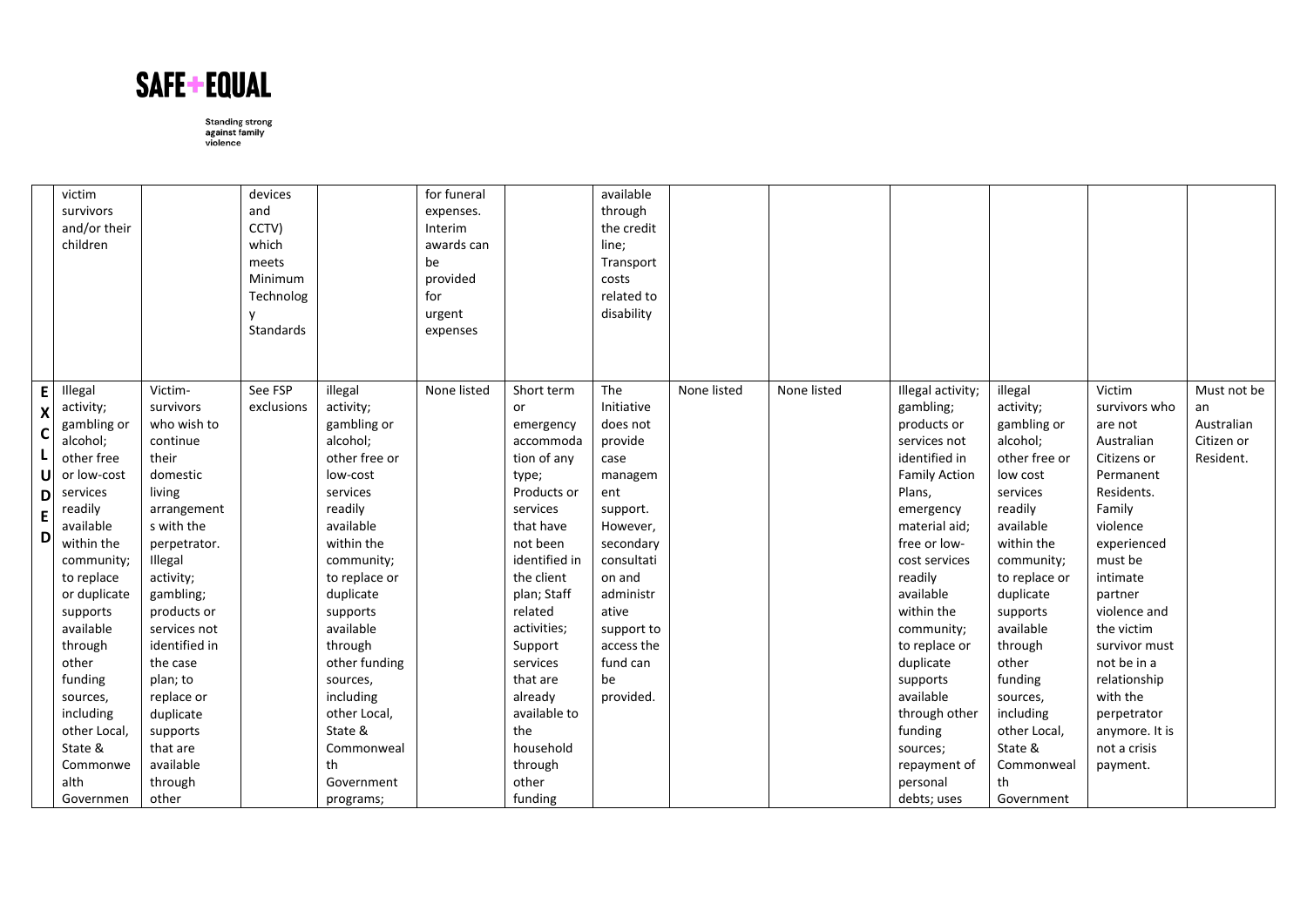**SAFE+EQUAL**

Standing strong against family violence

| | | | | | | | | | | | | | |
|---|---|---|---|---|---|---|---|---|---|---|---|---|---|
| | victim survivors and/or their children | | devices and CCTV) which meets Minimum Technology Standards | | for funeral expenses. Interim awards can be provided for urgent expenses | | available through the credit line; Transport costs related to disability | | | | | | |
| EXCLUDED | Illegal activity; gambling or alcohol; other free or low-cost services readily available within the community; to replace or duplicate supports available through other funding sources, including other Local, State & Commonwealth Governmen | Victim-survivors who wish to continue their domestic living arrangements with the perpetrator. Illegal activity; gambling; products or services not identified in the case plan; to replace or duplicate supports that are available through other | See FSP exclusions | illegal activity; gambling or alcohol; other free or low-cost services readily available within the community; to replace or duplicate supports available through other funding sources, including other Local, State & Commonwealth Government programs; | None listed | Short term or emergency accommodation of any type; Products or services that have not been identified in the client plan; Staff related activities; Support services that are already available to the household through other funding | The Initiative does not provide case management support. However, secondary consultation and administrative support to access the fund can be provided. | None listed | None listed | Illegal activity; gambling; products or services not identified in Family Action Plans, emergency material aid; free or low-cost services readily available within the community; to replace or duplicate supports available through other funding sources; repayment of personal debts; uses | illegal activity; gambling or alcohol; other free or low cost services readily available within the community; to replace or duplicate supports available through other funding sources, including other Local, State & Commonwealth Government | Victim survivors who are not Australian Citizens or Permanent Residents. Family violence experienced must be intimate partner violence and the victim survivor must not be in a relationship with the perpetrator anymore. It is not a crisis payment. | Must not be an Australian Citizen or Resident. |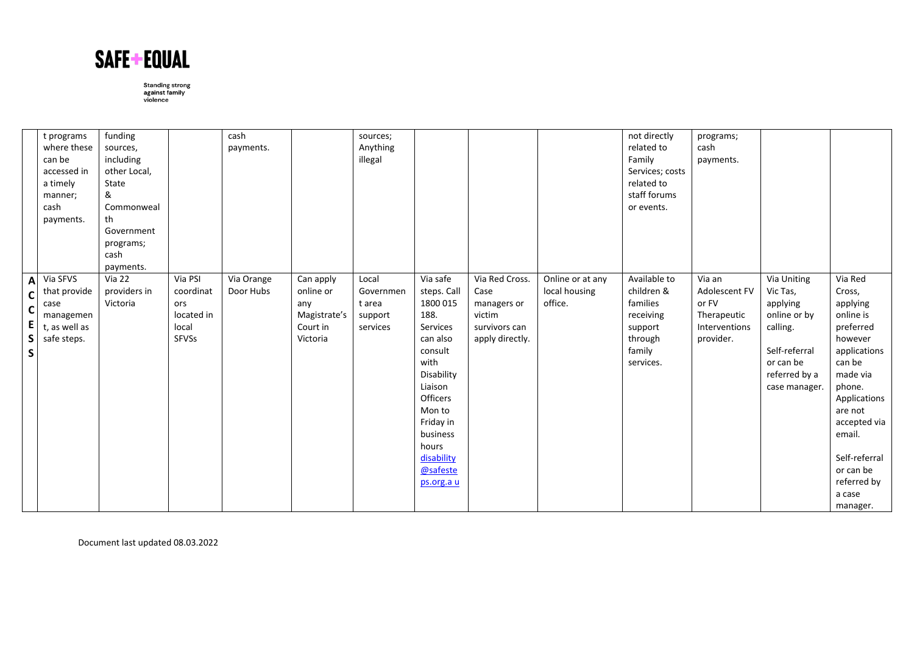| | | | | | | | | | | | | | |
|---|---|---|---|---|---|---|---|---|---|---|---|---|---|
| | t programs where these can be accessed in a timely manner; cash payments. | funding sources, including other Local, State & Commonwealth Government programs; cash payments. | | cash payments. | | sources; Anything illegal | | | | not directly related to Family Services; costs related to staff forums or events. | programs; cash payments. | | |
| **ACCESS** | Via SFVS that provide case management, as well as safe steps. | Via 22 providers in Victoria | Via PSI coordinators located in local SFVSs | Via Orange Door Hubs | Can apply online or any Magistrate's Court in Victoria | Local Government area support services | Via safe steps. Call 1800 015 188. Services can also consult with Disability Liaison Officers Mon to Friday in business hours [disability@safesteps.org.au](mailto:disability@safesteps.org.au) | Via Red Cross. Case managers or victim survivors can apply directly. | Online or at any local housing office. | Available to children & families receiving support through family services. | Via an Adolescent FV or FV Therapeutic Interventions provider. | Via Uniting Vic Tas, applying online or by calling. Self-referral or can be referred by a case manager. | Via Red Cross, applying online is preferred however applications can be made via phone. Applications are not accepted via email. Self-referral or can be referred by a case manager. |

Document last updated 08.03.2022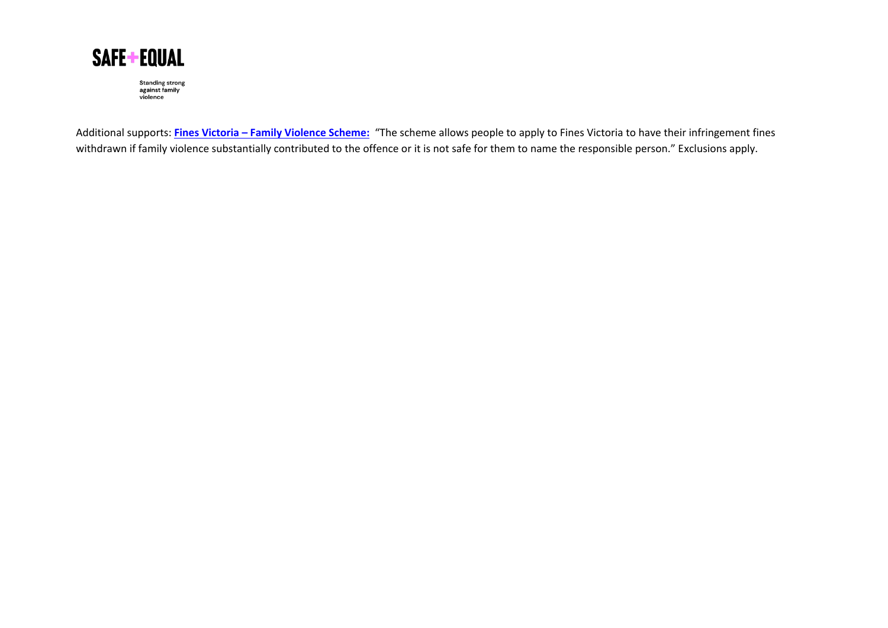Additional supports: **Fines Victoria – Family Violence Scheme:** "The scheme allows people to apply to Fines Victoria to have their infringement fines withdrawn if family violence substantially contributed to the offence or it is not safe for them to name the responsible person." Exclusions apply.